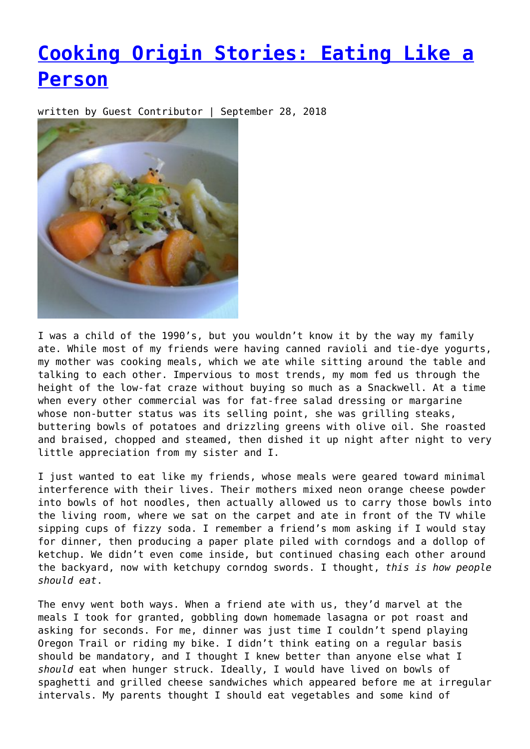# [Cooking Origin Stories: Eating Like a Person]

written by Guest Contributor | September 28, 2018

I was a child of the 1990's, but you wouldn't know it by the way my family ate. While most of my friends were having canned ravioli and tie-dye yogurts, my mother was cooking meals, which we ate while sitting around the table and talking to each other. Impervious to most trends, my mom fed us through the height of the low-fat craze without buying so much as a Snackwell. At a time when every other commercial was for fat-free salad dressing or margarine whose non-butter status was its selling point, she was grilling steaks, buttering bowls of potatoes and drizzling greens with olive oil. She roasted and braised, chopped and steamed, then dished it up night after night to very little appreciation from my sister and I.

I just wanted to eat like my friends, whose meals were geared toward minimal interference with their lives. Their mothers mixed neon orange cheese powder into bowls of hot noodles, then actually allowed us to carry those bowls into the living room, where we sat on the carpet and ate in front of the TV while sipping cups of fizzy soda. I remember a friend's mom asking if I would stay for dinner, then producing a paper plate piled with corndogs and a dollop of ketchup. We didn't even come inside, but continued chasing each other around the backyard, now with ketchupy corndog swords. I thought, *this is how people should eat*.

The envy went both ways. When a friend ate with us, they'd marvel at the meals I took for granted, gobbling down homemade lasagna or pot roast and asking for seconds. For me, dinner was just time I couldn't spend playing Oregon Trail or riding my bike. I didn't think eating on a regular basis should be mandatory, and I thought I knew better than anyone else what I *should* eat when hunger struck. Ideally, I would have lived on bowls of spaghetti and grilled cheese sandwiches which appeared before me at irregular intervals. My parents thought I should eat vegetables and some kind of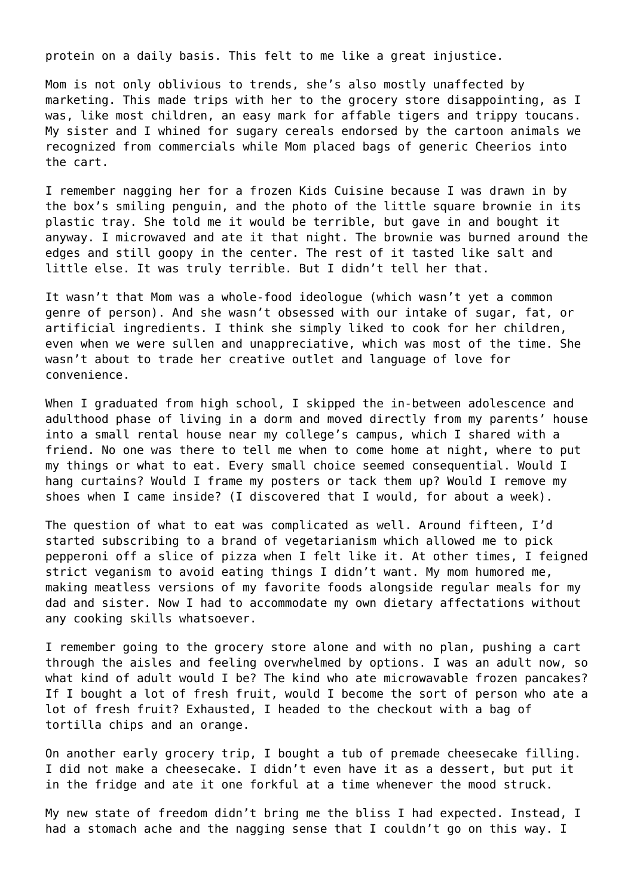protein on a daily basis. This felt to me like a great injustice.

Mom is not only oblivious to trends, she's also mostly unaffected by marketing. This made trips with her to the grocery store disappointing, as I was, like most children, an easy mark for affable tigers and trippy toucans. My sister and I whined for sugary cereals endorsed by the cartoon animals we recognized from commercials while Mom placed bags of generic Cheerios into the cart.

I remember nagging her for a frozen Kids Cuisine because I was drawn in by the box's smiling penguin, and the photo of the little square brownie in its plastic tray. She told me it would be terrible, but gave in and bought it anyway. I microwaved and ate it that night. The brownie was burned around the edges and still goopy in the center. The rest of it tasted like salt and little else. It was truly terrible. But I didn't tell her that.

It wasn't that Mom was a whole-food ideologue (which wasn't yet a common genre of person). And she wasn't obsessed with our intake of sugar, fat, or artificial ingredients. I think she simply liked to cook for her children, even when we were sullen and unappreciative, which was most of the time. She wasn't about to trade her creative outlet and language of love for convenience.

When I graduated from high school, I skipped the in-between adolescence and adulthood phase of living in a dorm and moved directly from my parents' house into a small rental house near my college's campus, which I shared with a friend. No one was there to tell me when to come home at night, where to put my things or what to eat. Every small choice seemed consequential. Would I hang curtains? Would I frame my posters or tack them up? Would I remove my shoes when I came inside? (I discovered that I would, for about a week).

The question of what to eat was complicated as well. Around fifteen, I'd started subscribing to a brand of vegetarianism which allowed me to pick pepperoni off a slice of pizza when I felt like it. At other times, I feigned strict veganism to avoid eating things I didn't want. My mom humored me, making meatless versions of my favorite foods alongside regular meals for my dad and sister. Now I had to accommodate my own dietary affectations without any cooking skills whatsoever.

I remember going to the grocery store alone and with no plan, pushing a cart through the aisles and feeling overwhelmed by options. I was an adult now, so what kind of adult would I be? The kind who ate microwavable frozen pancakes? If I bought a lot of fresh fruit, would I become the sort of person who ate a lot of fresh fruit? Exhausted, I headed to the checkout with a bag of tortilla chips and an orange.

On another early grocery trip, I bought a tub of premade cheesecake filling. I did not make a cheesecake. I didn't even have it as a dessert, but put it in the fridge and ate it one forkful at a time whenever the mood struck.

My new state of freedom didn't bring me the bliss I had expected. Instead, I had a stomach ache and the nagging sense that I couldn't go on this way. I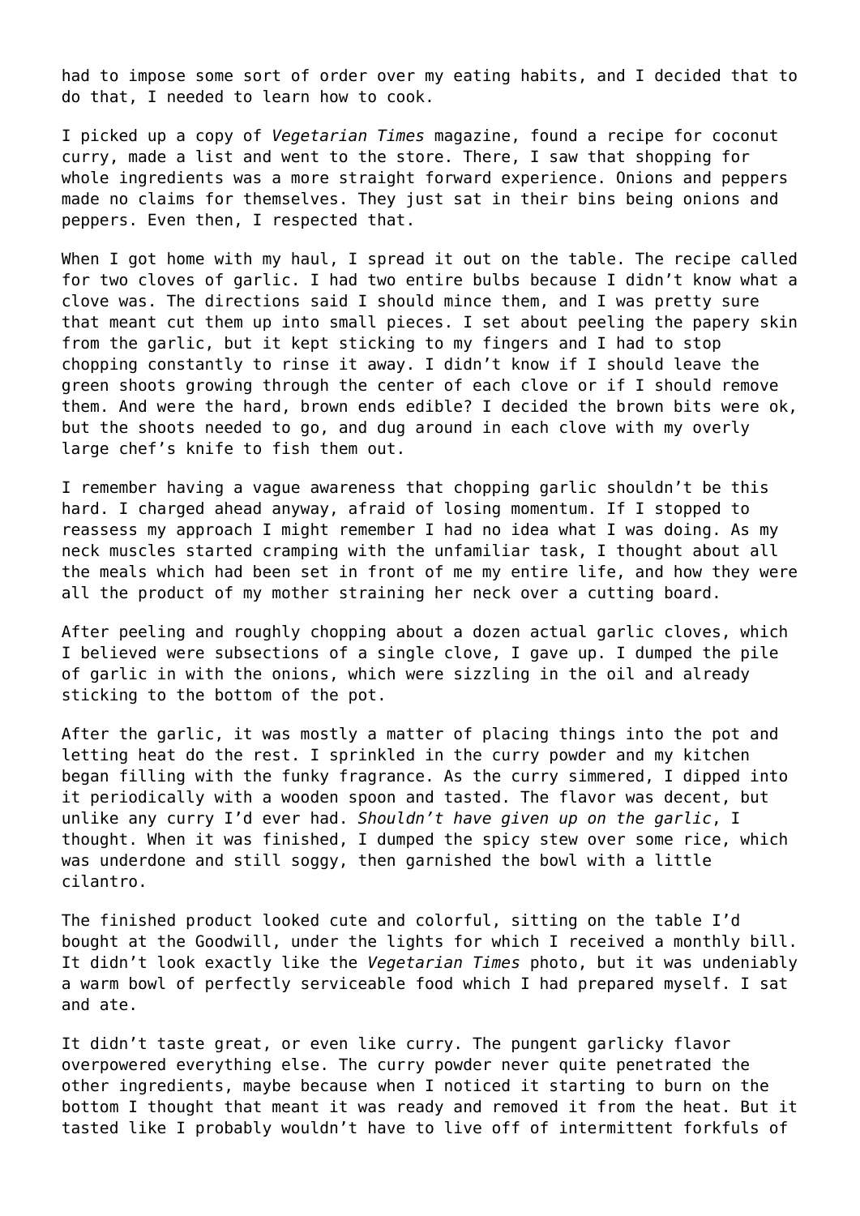had to impose some sort of order over my eating habits, and I decided that to do that, I needed to learn how to cook.

I picked up a copy of *Vegetarian Times* magazine, found a recipe for coconut curry, made a list and went to the store. There, I saw that shopping for whole ingredients was a more straight forward experience. Onions and peppers made no claims for themselves. They just sat in their bins being onions and peppers. Even then, I respected that.

When I got home with my haul, I spread it out on the table. The recipe called for two cloves of garlic. I had two entire bulbs because I didn't know what a clove was. The directions said I should mince them, and I was pretty sure that meant cut them up into small pieces. I set about peeling the papery skin from the garlic, but it kept sticking to my fingers and I had to stop chopping constantly to rinse it away. I didn't know if I should leave the green shoots growing through the center of each clove or if I should remove them. And were the hard, brown ends edible? I decided the brown bits were ok, but the shoots needed to go, and dug around in each clove with my overly large chef's knife to fish them out.

I remember having a vague awareness that chopping garlic shouldn't be this hard. I charged ahead anyway, afraid of losing momentum. If I stopped to reassess my approach I might remember I had no idea what I was doing. As my neck muscles started cramping with the unfamiliar task, I thought about all the meals which had been set in front of me my entire life, and how they were all the product of my mother straining her neck over a cutting board.

After peeling and roughly chopping about a dozen actual garlic cloves, which I believed were subsections of a single clove, I gave up. I dumped the pile of garlic in with the onions, which were sizzling in the oil and already sticking to the bottom of the pot.

After the garlic, it was mostly a matter of placing things into the pot and letting heat do the rest. I sprinkled in the curry powder and my kitchen began filling with the funky fragrance. As the curry simmered, I dipped into it periodically with a wooden spoon and tasted. The flavor was decent, but unlike any curry I'd ever had. *Shouldn't have given up on the garlic*, I thought. When it was finished, I dumped the spicy stew over some rice, which was underdone and still soggy, then garnished the bowl with a little cilantro.

The finished product looked cute and colorful, sitting on the table I'd bought at the Goodwill, under the lights for which I received a monthly bill. It didn't look exactly like the *Vegetarian Times* photo, but it was undeniably a warm bowl of perfectly serviceable food which I had prepared myself. I sat and ate.

It didn't taste great, or even like curry. The pungent garlicky flavor overpowered everything else. The curry powder never quite penetrated the other ingredients, maybe because when I noticed it starting to burn on the bottom I thought that meant it was ready and removed it from the heat. But it tasted like I probably wouldn't have to live off of intermittent forkfuls of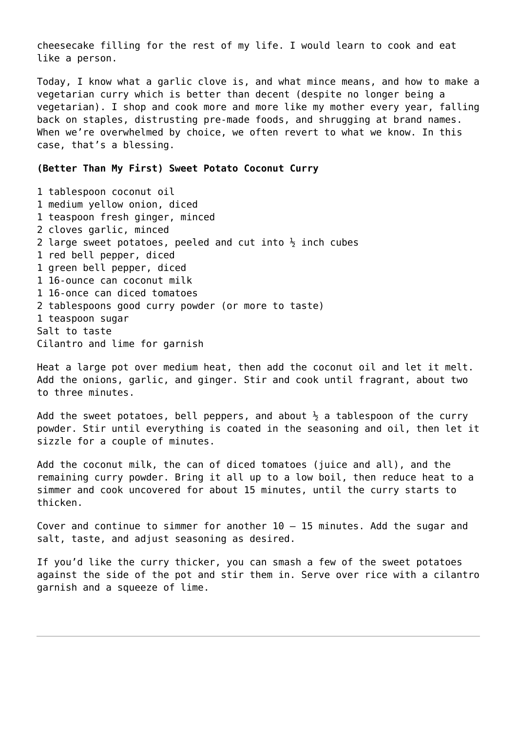cheesecake filling for the rest of my life. I would learn to cook and eat like a person.

Today, I know what a garlic clove is, and what mince means, and how to make a vegetarian curry which is better than decent (despite no longer being a vegetarian). I shop and cook more and more like my mother every year, falling back on staples, distrusting pre-made foods, and shrugging at brand names. When we're overwhelmed by choice, we often revert to what we know. In this case, that's a blessing.

**(Better Than My First) Sweet Potato Coconut Curry**

1 tablespoon coconut oil  
1 medium yellow onion, diced  
1 teaspoon fresh ginger, minced  
2 cloves garlic, minced  
2 large sweet potatoes, peeled and cut into ½ inch cubes  
1 red bell pepper, diced  
1 green bell pepper, diced  
1 16-ounce can coconut milk  
1 16-once can diced tomatoes  
2 tablespoons good curry powder (or more to taste)  
1 teaspoon sugar  
Salt to taste  
Cilantro and lime for garnish

Heat a large pot over medium heat, then add the coconut oil and let it melt. Add the onions, garlic, and ginger. Stir and cook until fragrant, about two to three minutes.

Add the sweet potatoes, bell peppers, and about ½ a tablespoon of the curry powder. Stir until everything is coated in the seasoning and oil, then let it sizzle for a couple of minutes.

Add the coconut milk, the can of diced tomatoes (juice and all), and the remaining curry powder. Bring it all up to a low boil, then reduce heat to a simmer and cook uncovered for about 15 minutes, until the curry starts to thicken.

Cover and continue to simmer for another 10 – 15 minutes. Add the sugar and salt, taste, and adjust seasoning as desired.

If you'd like the curry thicker, you can smash a few of the sweet potatoes against the side of the pot and stir them in. Serve over rice with a cilantro garnish and a squeeze of lime.

---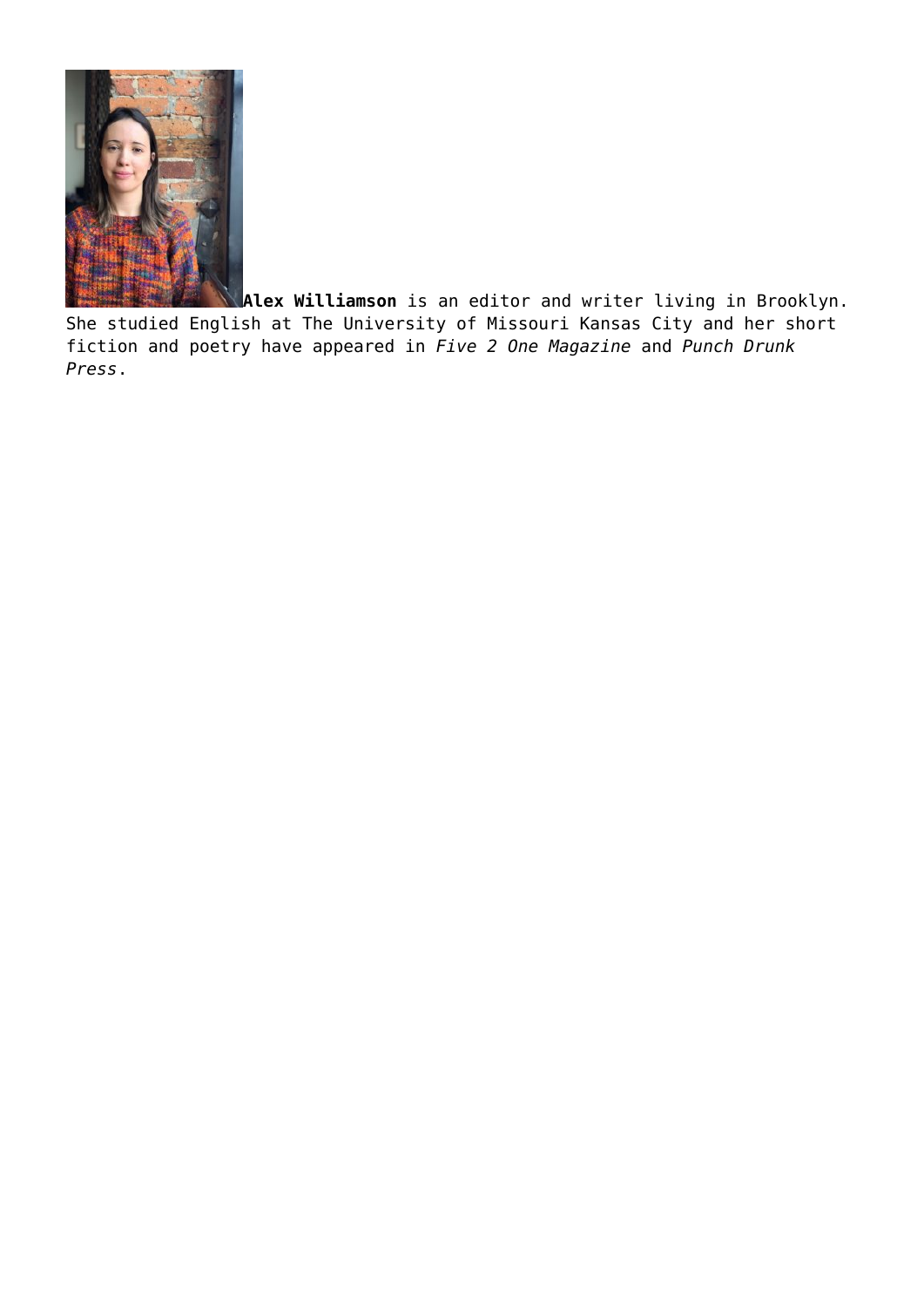**Alex Williamson** is an editor and writer living in Brooklyn. She studied English at The University of Missouri Kansas City and her short fiction and poetry have appeared in *Five 2 One Magazine* and *Punch Drunk Press*.